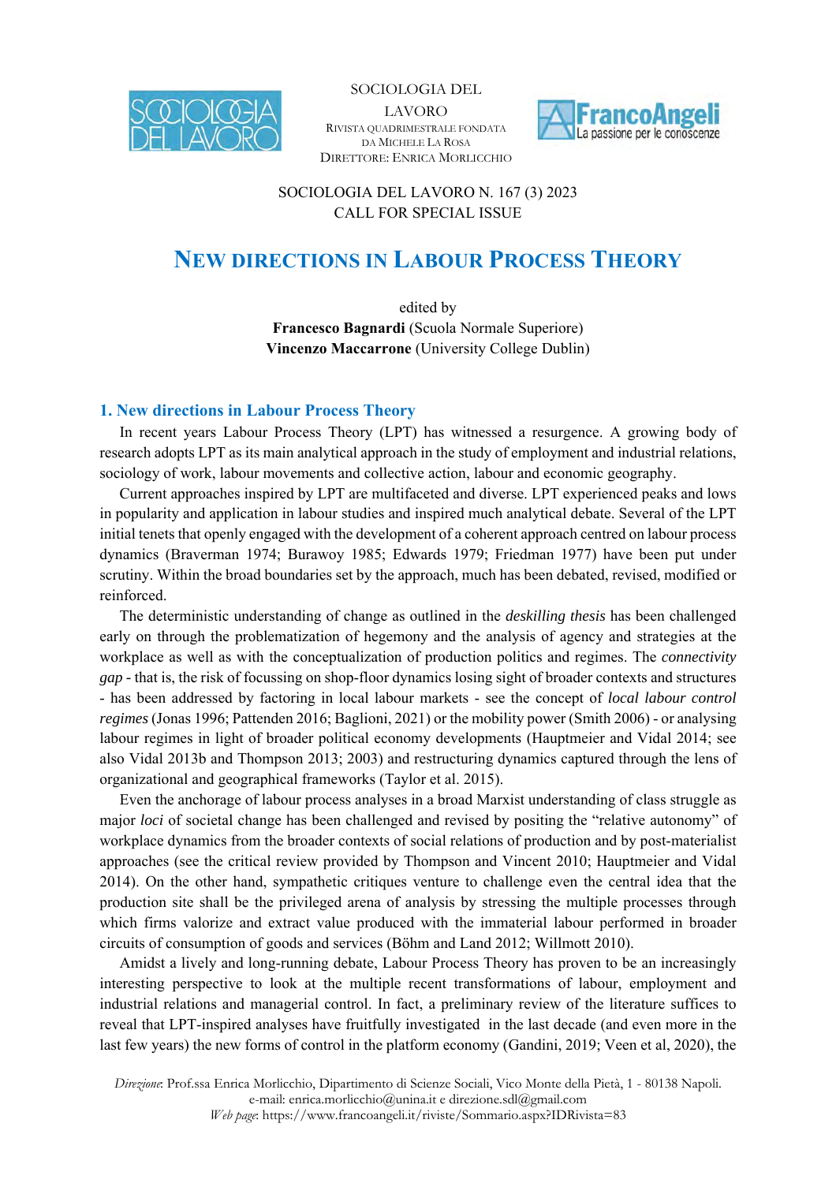SOCIOLOGIA DEL LAVORO
RIVISTA QUADRIMESTRALE FONDATA DA MICHELE LA ROSA
DIRETTORE: ENRICA MORLICCHIO

SOCIOLOGIA DEL LAVORO N. 167 (3) 2023
CALL FOR SPECIAL ISSUE

# NEW DIRECTIONS IN LABOUR PROCESS THEORY

edited by
**Francesco Bagnardi** (Scuola Normale Superiore)
**Vincenzo Maccarrone** (University College Dublin)

## 1. New directions in Labour Process Theory

In recent years Labour Process Theory (LPT) has witnessed a resurgence. A growing body of research adopts LPT as its main analytical approach in the study of employment and industrial relations, sociology of work, labour movements and collective action, labour and economic geography.

Current approaches inspired by LPT are multifaceted and diverse. LPT experienced peaks and lows in popularity and application in labour studies and inspired much analytical debate. Several of the LPT initial tenets that openly engaged with the development of a coherent approach centred on labour process dynamics (Braverman 1974; Burawoy 1985; Edwards 1979; Friedman 1977) have been put under scrutiny. Within the broad boundaries set by the approach, much has been debated, revised, modified or reinforced.

The deterministic understanding of change as outlined in the *deskilling thesis* has been challenged early on through the problematization of hegemony and the analysis of agency and strategies at the workplace as well as with the conceptualization of production politics and regimes. The *connectivity gap* - that is, the risk of focussing on shop-floor dynamics losing sight of broader contexts and structures - has been addressed by factoring in local labour markets - see the concept of *local labour control regimes* (Jonas 1996; Pattenden 2016; Baglioni, 2021) or the mobility power (Smith 2006) - or analysing labour regimes in light of broader political economy developments (Hauptmeier and Vidal 2014; see also Vidal 2013b and Thompson 2013; 2003) and restructuring dynamics captured through the lens of organizational and geographical frameworks (Taylor et al. 2015).

Even the anchorage of labour process analyses in a broad Marxist understanding of class struggle as major *loci* of societal change has been challenged and revised by positing the "relative autonomy" of workplace dynamics from the broader contexts of social relations of production and by post-materialist approaches (see the critical review provided by Thompson and Vincent 2010; Hauptmeier and Vidal 2014). On the other hand, sympathetic critiques venture to challenge even the central idea that the production site shall be the privileged arena of analysis by stressing the multiple processes through which firms valorize and extract value produced with the immaterial labour performed in broader circuits of consumption of goods and services (Böhm and Land 2012; Willmott 2010).

Amidst a lively and long-running debate, Labour Process Theory has proven to be an increasingly interesting perspective to look at the multiple recent transformations of labour, employment and industrial relations and managerial control. In fact, a preliminary review of the literature suffices to reveal that LPT-inspired analyses have fruitfully investigated in the last decade (and even more in the last few years) the new forms of control in the platform economy (Gandini, 2019; Veen et al, 2020), the

*Direzione*: Prof.ssa Enrica Morlicchio, Dipartimento di Scienze Sociali, Vico Monte della Pietà, 1 - 80138 Napoli.
e-mail: enrica.morlicchio@unina.it e direzione.sdl@gmail.com
*Web page*: https://www.francoangeli.it/riviste/Sommario.aspx?IDRivista=83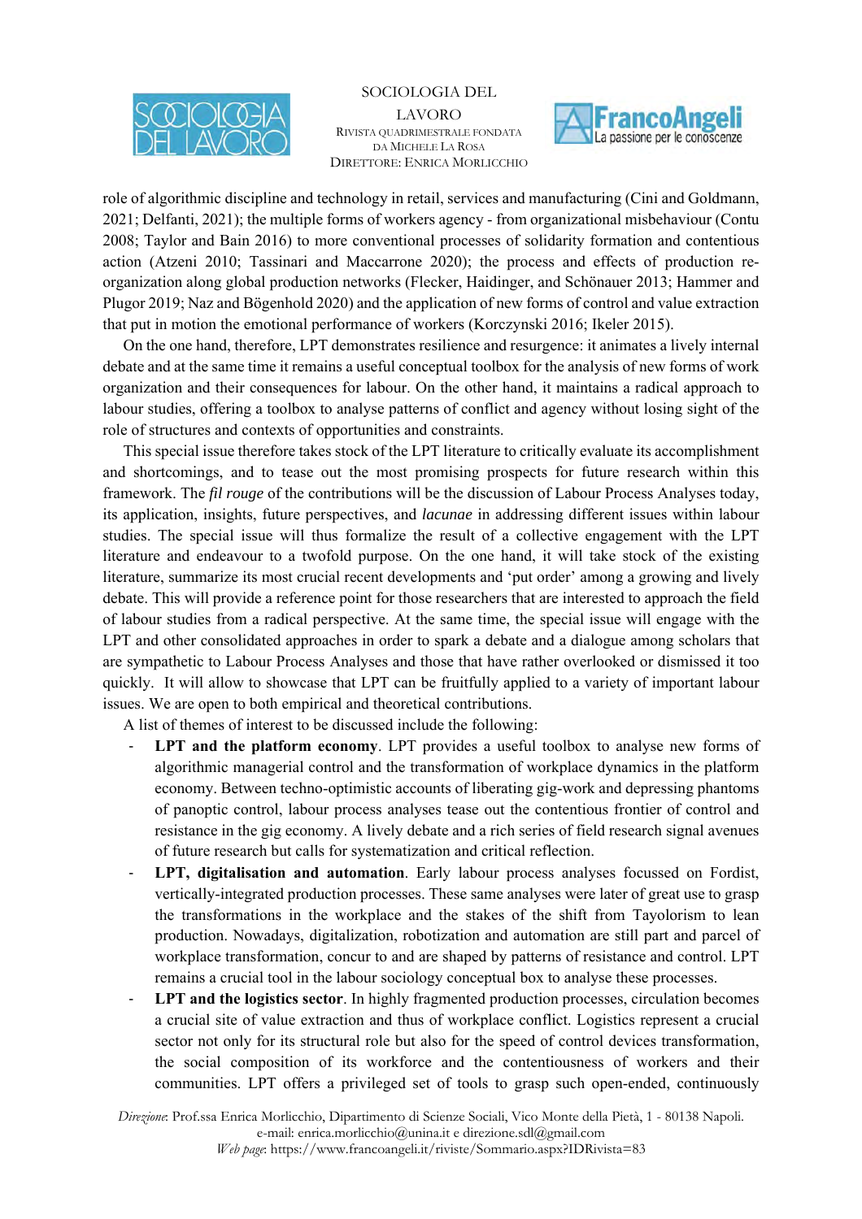role of algorithmic discipline and technology in retail, services and manufacturing (Cini and Goldmann, 2021; Delfanti, 2021); the multiple forms of workers agency - from organizational misbehaviour (Contu 2008; Taylor and Bain 2016) to more conventional processes of solidarity formation and contentious action (Atzeni 2010; Tassinari and Maccarrone 2020); the process and effects of production re-organization along global production networks (Flecker, Haidinger, and Schönauer 2013; Hammer and Plugor 2019; Naz and Bögenhold 2020) and the application of new forms of control and value extraction that put in motion the emotional performance of workers (Korczynski 2016; Ikeler 2015).

On the one hand, therefore, LPT demonstrates resilience and resurgence: it animates a lively internal debate and at the same time it remains a useful conceptual toolbox for the analysis of new forms of work organization and their consequences for labour. On the other hand, it maintains a radical approach to labour studies, offering a toolbox to analyse patterns of conflict and agency without losing sight of the role of structures and contexts of opportunities and constraints.

This special issue therefore takes stock of the LPT literature to critically evaluate its accomplishment and shortcomings, and to tease out the most promising prospects for future research within this framework. The *fil rouge* of the contributions will be the discussion of Labour Process Analyses today, its application, insights, future perspectives, and *lacunae* in addressing different issues within labour studies. The special issue will thus formalize the result of a collective engagement with the LPT literature and endeavour to a twofold purpose. On the one hand, it will take stock of the existing literature, summarize its most crucial recent developments and 'put order' among a growing and lively debate. This will provide a reference point for those researchers that are interested to approach the field of labour studies from a radical perspective. At the same time, the special issue will engage with the LPT and other consolidated approaches in order to spark a debate and a dialogue among scholars that are sympathetic to Labour Process Analyses and those that have rather overlooked or dismissed it too quickly. It will allow to showcase that LPT can be fruitfully applied to a variety of important labour issues. We are open to both empirical and theoretical contributions.

A list of themes of interest to be discussed include the following:

- **LPT and the platform economy**. LPT provides a useful toolbox to analyse new forms of algorithmic managerial control and the transformation of workplace dynamics in the platform economy. Between techno-optimistic accounts of liberating gig-work and depressing phantoms of panoptic control, labour process analyses tease out the contentious frontier of control and resistance in the gig economy. A lively debate and a rich series of field research signal avenues of future research but calls for systematization and critical reflection.
- **LPT, digitalisation and automation**. Early labour process analyses focussed on Fordist, vertically-integrated production processes. These same analyses were later of great use to grasp the transformations in the workplace and the stakes of the shift from Tayolorism to lean production. Nowadays, digitalization, robotization and automation are still part and parcel of workplace transformation, concur to and are shaped by patterns of resistance and control. LPT remains a crucial tool in the labour sociology conceptual box to analyse these processes.
- **LPT and the logistics sector**. In highly fragmented production processes, circulation becomes a crucial site of value extraction and thus of workplace conflict. Logistics represent a crucial sector not only for its structural role but also for the speed of control devices transformation, the social composition of its workforce and the contentiousness of workers and their communities. LPT offers a privileged set of tools to grasp such open-ended, continuously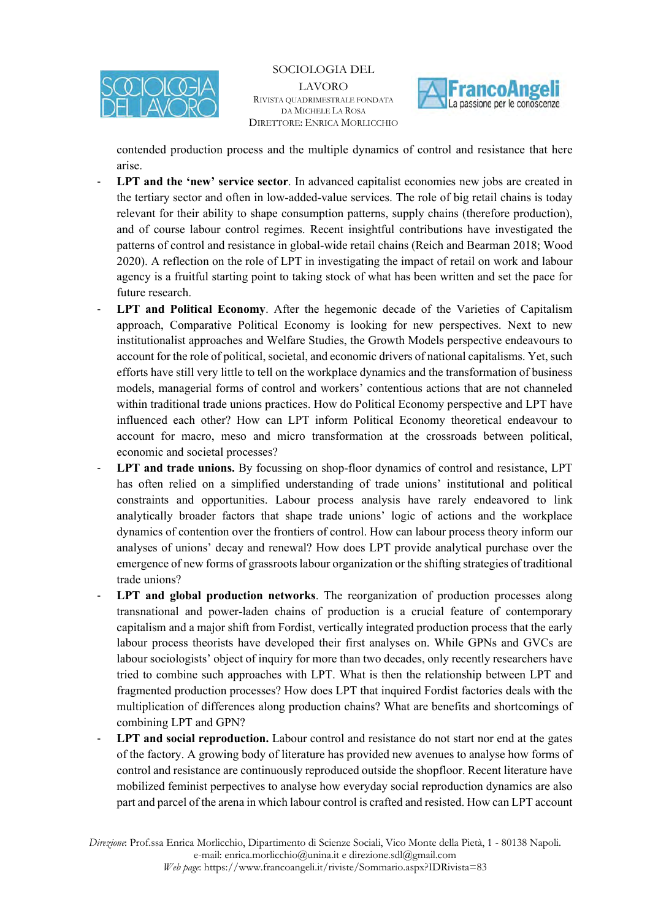contended production process and the multiple dynamics of control and resistance that here arise.

- **LPT and the 'new' service sector**. In advanced capitalist economies new jobs are created in the tertiary sector and often in low-added-value services. The role of big retail chains is today relevant for their ability to shape consumption patterns, supply chains (therefore production), and of course labour control regimes. Recent insightful contributions have investigated the patterns of control and resistance in global-wide retail chains (Reich and Bearman 2018; Wood 2020). A reflection on the role of LPT in investigating the impact of retail on work and labour agency is a fruitful starting point to taking stock of what has been written and set the pace for future research.
- **LPT and Political Economy**. After the hegemonic decade of the Varieties of Capitalism approach, Comparative Political Economy is looking for new perspectives. Next to new institutionalist approaches and Welfare Studies, the Growth Models perspective endeavours to account for the role of political, societal, and economic drivers of national capitalisms. Yet, such efforts have still very little to tell on the workplace dynamics and the transformation of business models, managerial forms of control and workers' contentious actions that are not channeled within traditional trade unions practices. How do Political Economy perspective and LPT have influenced each other? How can LPT inform Political Economy theoretical endeavour to account for macro, meso and micro transformation at the crossroads between political, economic and societal processes?
- **LPT and trade unions.** By focussing on shop-floor dynamics of control and resistance, LPT has often relied on a simplified understanding of trade unions' institutional and political constraints and opportunities. Labour process analysis have rarely endeavored to link analytically broader factors that shape trade unions' logic of actions and the workplace dynamics of contention over the frontiers of control. How can labour process theory inform our analyses of unions' decay and renewal? How does LPT provide analytical purchase over the emergence of new forms of grassroots labour organization or the shifting strategies of traditional trade unions?
- **LPT and global production networks**. The reorganization of production processes along transnational and power-laden chains of production is a crucial feature of contemporary capitalism and a major shift from Fordist, vertically integrated production process that the early labour process theorists have developed their first analyses on. While GPNs and GVCs are labour sociologists' object of inquiry for more than two decades, only recently researchers have tried to combine such approaches with LPT. What is then the relationship between LPT and fragmented production processes? How does LPT that inquired Fordist factories deals with the multiplication of differences along production chains? What are benefits and shortcomings of combining LPT and GPN?
- **LPT and social reproduction.** Labour control and resistance do not start nor end at the gates of the factory. A growing body of literature has provided new avenues to analyse how forms of control and resistance are continuously reproduced outside the shopfloor. Recent literature have mobilized feminist perpectives to analyse how everyday social reproduction dynamics are also part and parcel of the arena in which labour control is crafted and resisted. How can LPT account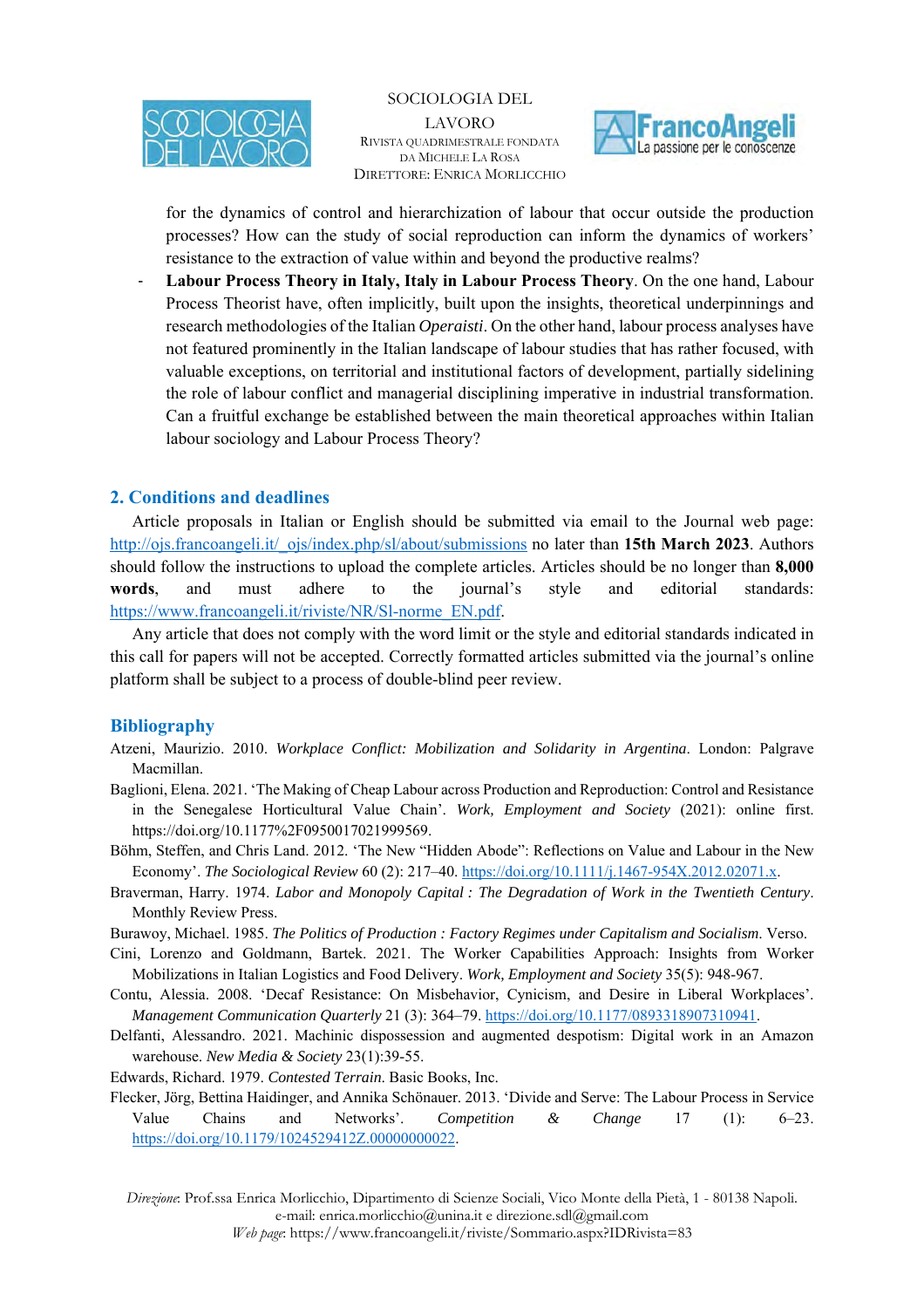for the dynamics of control and hierarchization of labour that occur outside the production processes? How can the study of social reproduction can inform the dynamics of workers' resistance to the extraction of value within and beyond the productive realms?

- **Labour Process Theory in Italy, Italy in Labour Process Theory**. On the one hand, Labour Process Theorist have, often implicitly, built upon the insights, theoretical underpinnings and research methodologies of the Italian *Operaisti*. On the other hand, labour process analyses have not featured prominently in the Italian landscape of labour studies that has rather focused, with valuable exceptions, on territorial and institutional factors of development, partially sidelining the role of labour conflict and managerial disciplining imperative in industrial transformation. Can a fruitful exchange be established between the main theoretical approaches within Italian labour sociology and Labour Process Theory?

## 2. Conditions and deadlines

Article proposals in Italian or English should be submitted via email to the Journal web page: http://ojs.francoangeli.it/_ojs/index.php/sl/about/submissions no later than **15th March 2023**. Authors should follow the instructions to upload the complete articles. Articles should be no longer than **8,000 words**, and must adhere to the journal's style and editorial standards: https://www.francoangeli.it/riviste/NR/Sl-norme_EN.pdf.

Any article that does not comply with the word limit or the style and editorial standards indicated in this call for papers will not be accepted. Correctly formatted articles submitted via the journal's online platform shall be subject to a process of double-blind peer review.

## Bibliography

Atzeni, Maurizio. 2010. *Workplace Conflict: Mobilization and Solidarity in Argentina*. London: Palgrave Macmillan.

Baglioni, Elena. 2021. 'The Making of Cheap Labour across Production and Reproduction: Control and Resistance in the Senegalese Horticultural Value Chain'. *Work, Employment and Society* (2021): online first. https://doi.org/10.1177%2F0950017021999569.

Böhm, Steffen, and Chris Land. 2012. 'The New "Hidden Abode": Reflections on Value and Labour in the New Economy'. *The Sociological Review* 60 (2): 217–40. https://doi.org/10.1111/j.1467-954X.2012.02071.x.

Braverman, Harry. 1974. *Labor and Monopoly Capital : The Degradation of Work in the Twentieth Century*. Monthly Review Press.

Burawoy, Michael. 1985. *The Politics of Production : Factory Regimes under Capitalism and Socialism*. Verso.

Cini, Lorenzo and Goldmann, Bartek. 2021. The Worker Capabilities Approach: Insights from Worker Mobilizations in Italian Logistics and Food Delivery. *Work, Employment and Society* 35(5): 948-967.

Contu, Alessia. 2008. 'Decaf Resistance: On Misbehavior, Cynicism, and Desire in Liberal Workplaces'. *Management Communication Quarterly* 21 (3): 364–79. https://doi.org/10.1177/0893318907310941.

Delfanti, Alessandro. 2021. Machinic dispossession and augmented despotism: Digital work in an Amazon warehouse. *New Media & Society* 23(1):39-55.

Edwards, Richard. 1979. *Contested Terrain*. Basic Books, Inc.

Flecker, Jörg, Bettina Haidinger, and Annika Schönauer. 2013. 'Divide and Serve: The Labour Process in Service Value Chains and Networks'. *Competition & Change* 17 (1): 6–23. https://doi.org/10.1179/1024529412Z.00000000022.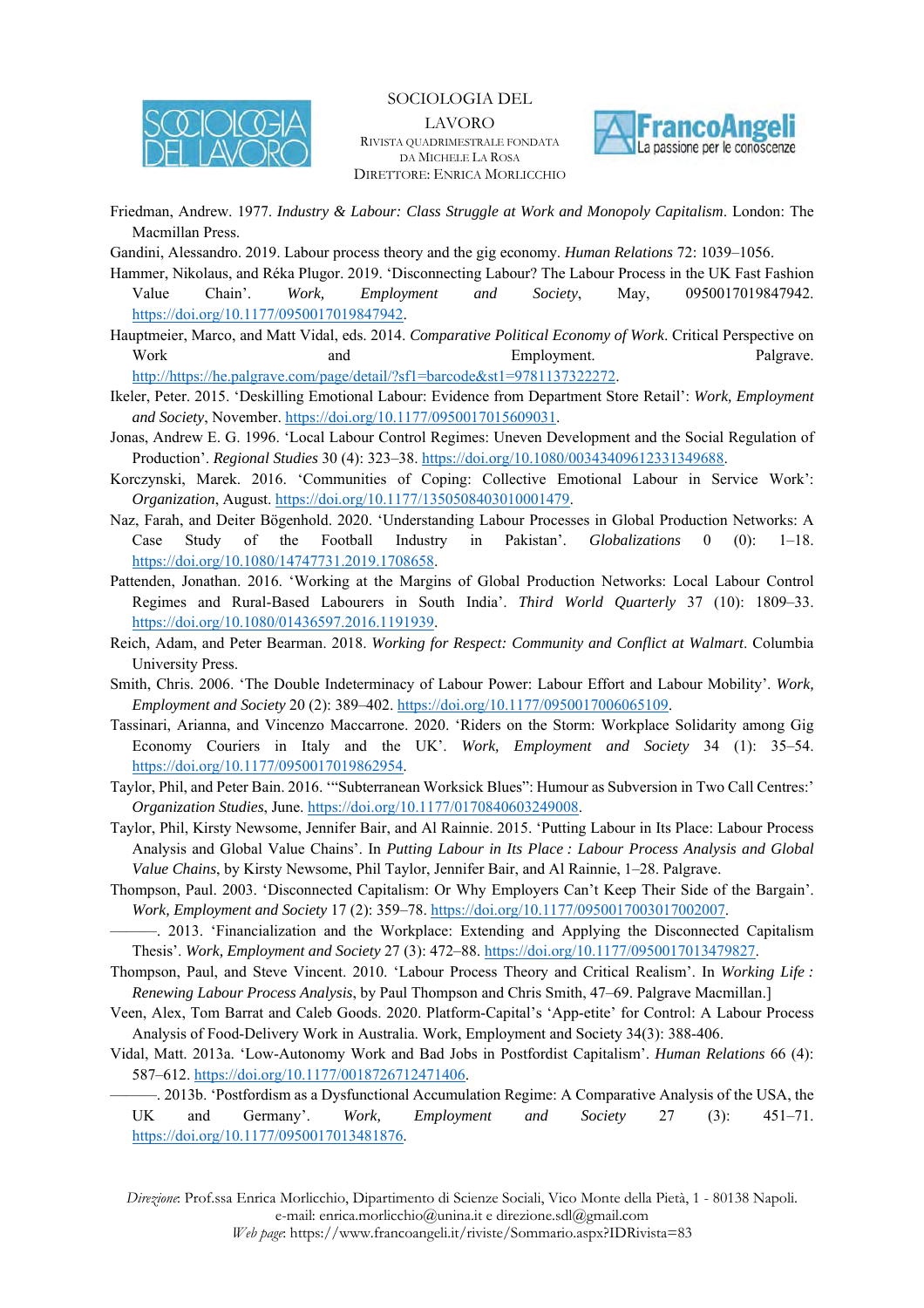Friedman, Andrew. 1977. *Industry & Labour: Class Struggle at Work and Monopoly Capitalism*. London: The Macmillan Press.

Gandini, Alessandro. 2019. Labour process theory and the gig economy. *Human Relations* 72: 1039–1056.

Hammer, Nikolaus, and Réka Plugor. 2019. 'Disconnecting Labour? The Labour Process in the UK Fast Fashion Value Chain'. *Work, Employment and Society*, May, 0950017019847942. https://doi.org/10.1177/0950017019847942.

Hauptmeier, Marco, and Matt Vidal, eds. 2014. *Comparative Political Economy of Work*. Critical Perspective on Work and Employment. Palgrave. http://https://he.palgrave.com/page/detail/?sf1=barcode&st1=9781137322272.

Ikeler, Peter. 2015. 'Deskilling Emotional Labour: Evidence from Department Store Retail': *Work, Employment and Society*, November. https://doi.org/10.1177/0950017015609031.

Jonas, Andrew E. G. 1996. 'Local Labour Control Regimes: Uneven Development and the Social Regulation of Production'. *Regional Studies* 30 (4): 323–38. https://doi.org/10.1080/00343409612331349688.

Korczynski, Marek. 2016. 'Communities of Coping: Collective Emotional Labour in Service Work': *Organization*, August. https://doi.org/10.1177/1350508403010001479.

Naz, Farah, and Deiter Bögenhold. 2020. 'Understanding Labour Processes in Global Production Networks: A Case Study of the Football Industry in Pakistan'. *Globalizations* 0 (0): 1–18. https://doi.org/10.1080/14747731.2019.1708658.

Pattenden, Jonathan. 2016. 'Working at the Margins of Global Production Networks: Local Labour Control Regimes and Rural-Based Labourers in South India'. *Third World Quarterly* 37 (10): 1809–33. https://doi.org/10.1080/01436597.2016.1191939.

Reich, Adam, and Peter Bearman. 2018. *Working for Respect: Community and Conflict at Walmart*. Columbia University Press.

Smith, Chris. 2006. 'The Double Indeterminacy of Labour Power: Labour Effort and Labour Mobility'. *Work, Employment and Society* 20 (2): 389–402. https://doi.org/10.1177/0950017006065109.

Tassinari, Arianna, and Vincenzo Maccarrone. 2020. 'Riders on the Storm: Workplace Solidarity among Gig Economy Couriers in Italy and the UK'. *Work, Employment and Society* 34 (1): 35–54. https://doi.org/10.1177/0950017019862954.

Taylor, Phil, and Peter Bain. 2016. '"Subterranean Worksick Blues": Humour as Subversion in Two Call Centres:' *Organization Studies*, June. https://doi.org/10.1177/0170840603249008.

Taylor, Phil, Kirsty Newsome, Jennifer Bair, and Al Rainnie. 2015. 'Putting Labour in Its Place: Labour Process Analysis and Global Value Chains'. In *Putting Labour in Its Place : Labour Process Analysis and Global Value Chains*, by Kirsty Newsome, Phil Taylor, Jennifer Bair, and Al Rainnie, 1–28. Palgrave.

Thompson, Paul. 2003. 'Disconnected Capitalism: Or Why Employers Can't Keep Their Side of the Bargain'. *Work, Employment and Society* 17 (2): 359–78. https://doi.org/10.1177/0950017003017002007.

———. 2013. 'Financialization and the Workplace: Extending and Applying the Disconnected Capitalism Thesis'. *Work, Employment and Society* 27 (3): 472–88. https://doi.org/10.1177/0950017013479827.

Thompson, Paul, and Steve Vincent. 2010. 'Labour Process Theory and Critical Realism'. In *Working Life : Renewing Labour Process Analysis*, by Paul Thompson and Chris Smith, 47–69. Palgrave Macmillan.]

Veen, Alex, Tom Barrat and Caleb Goods. 2020. Platform-Capital's 'App-etite' for Control: A Labour Process Analysis of Food-Delivery Work in Australia. Work, Employment and Society 34(3): 388-406.

Vidal, Matt. 2013a. 'Low-Autonomy Work and Bad Jobs in Postfordist Capitalism'. *Human Relations* 66 (4): 587–612. https://doi.org/10.1177/0018726712471406.

———. 2013b. 'Postfordism as a Dysfunctional Accumulation Regime: A Comparative Analysis of the USA, the UK and Germany'. *Work, Employment and Society* 27 (3): 451–71. https://doi.org/10.1177/0950017013481876.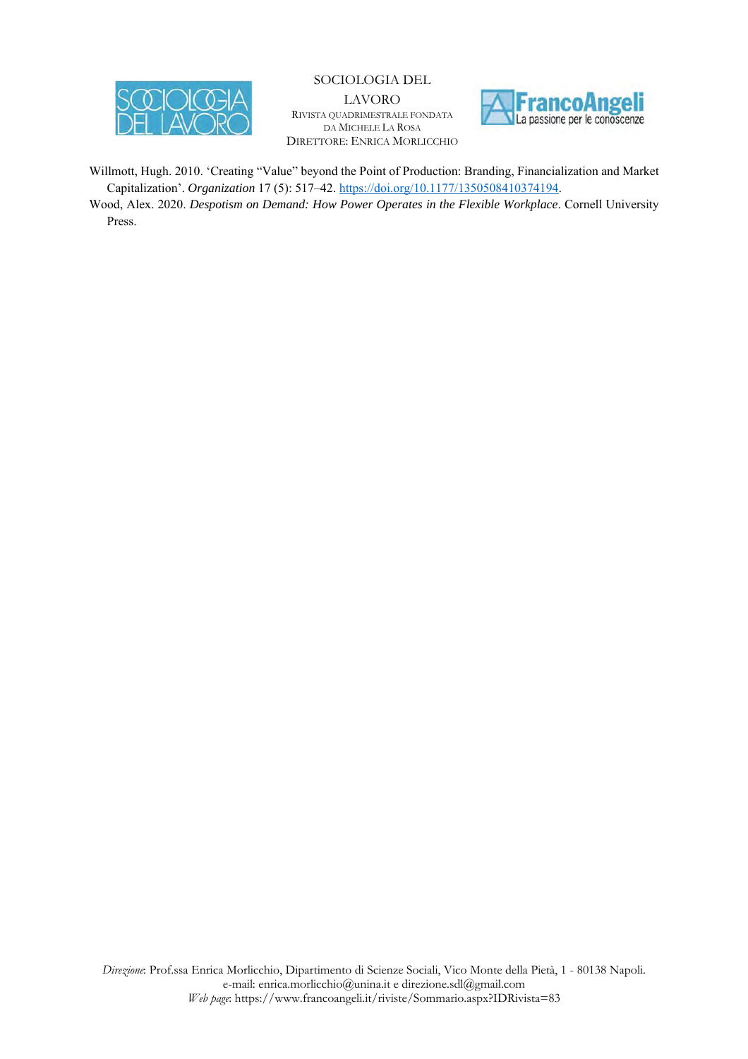Willmott, Hugh. 2010. ‘Creating “Value” beyond the Point of Production: Branding, Financialization and Market Capitalization’. *Organization* 17 (5): 517–42. https://doi.org/10.1177/1350508410374194.

Wood, Alex. 2020. *Despotism on Demand: How Power Operates in the Flexible Workplace*. Cornell University Press.